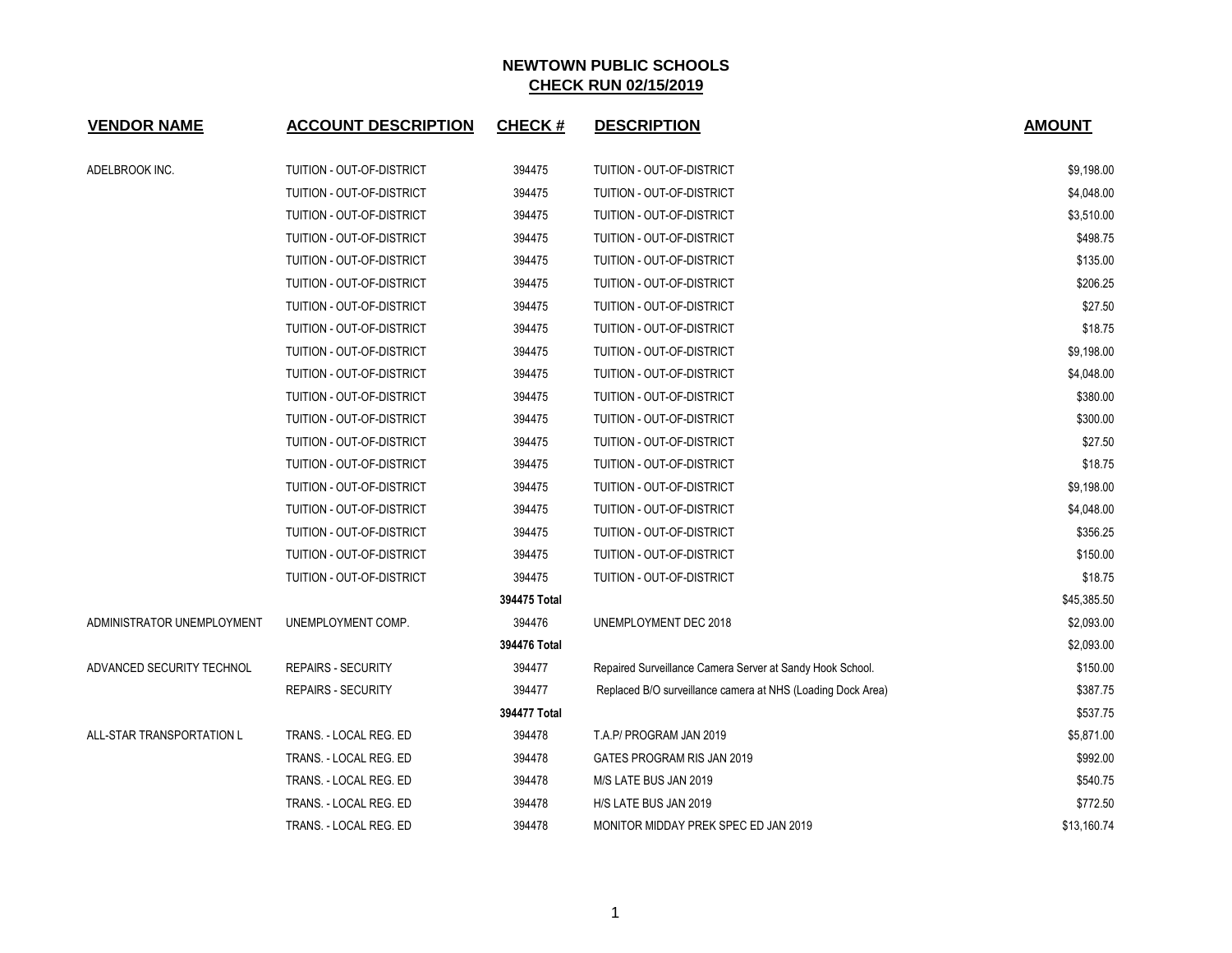# NEWTOWN PUBLIC SCHOOLS

## CHECK RUN 02/15/2019

| VENDOR NAME | ACCOUNT DESCRIPTION | CHECK # | DESCRIPTION | AMOUNT |
|---|---|---|---|---|
| ADELBROOK INC. | TUITION - OUT-OF-DISTRICT | 394475 | TUITION - OUT-OF-DISTRICT | $9,198.00 |
| | TUITION - OUT-OF-DISTRICT | 394475 | TUITION - OUT-OF-DISTRICT | $4,048.00 |
| | TUITION - OUT-OF-DISTRICT | 394475 | TUITION - OUT-OF-DISTRICT | $3,510.00 |
| | TUITION - OUT-OF-DISTRICT | 394475 | TUITION - OUT-OF-DISTRICT | $498.75 |
| | TUITION - OUT-OF-DISTRICT | 394475 | TUITION - OUT-OF-DISTRICT | $135.00 |
| | TUITION - OUT-OF-DISTRICT | 394475 | TUITION - OUT-OF-DISTRICT | $206.25 |
| | TUITION - OUT-OF-DISTRICT | 394475 | TUITION - OUT-OF-DISTRICT | $27.50 |
| | TUITION - OUT-OF-DISTRICT | 394475 | TUITION - OUT-OF-DISTRICT | $18.75 |
| | TUITION - OUT-OF-DISTRICT | 394475 | TUITION - OUT-OF-DISTRICT | $9,198.00 |
| | TUITION - OUT-OF-DISTRICT | 394475 | TUITION - OUT-OF-DISTRICT | $4,048.00 |
| | TUITION - OUT-OF-DISTRICT | 394475 | TUITION - OUT-OF-DISTRICT | $380.00 |
| | TUITION - OUT-OF-DISTRICT | 394475 | TUITION - OUT-OF-DISTRICT | $300.00 |
| | TUITION - OUT-OF-DISTRICT | 394475 | TUITION - OUT-OF-DISTRICT | $27.50 |
| | TUITION - OUT-OF-DISTRICT | 394475 | TUITION - OUT-OF-DISTRICT | $18.75 |
| | TUITION - OUT-OF-DISTRICT | 394475 | TUITION - OUT-OF-DISTRICT | $9,198.00 |
| | TUITION - OUT-OF-DISTRICT | 394475 | TUITION - OUT-OF-DISTRICT | $4,048.00 |
| | TUITION - OUT-OF-DISTRICT | 394475 | TUITION - OUT-OF-DISTRICT | $356.25 |
| | TUITION - OUT-OF-DISTRICT | 394475 | TUITION - OUT-OF-DISTRICT | $150.00 |
| | TUITION - OUT-OF-DISTRICT | 394475 | TUITION - OUT-OF-DISTRICT | $18.75 |
| | | **394475 Total** | | $45,385.50 |
| ADMINISTRATOR UNEMPLOYMENT | UNEMPLOYMENT COMP. | 394476 | UNEMPLOYMENT DEC 2018 | $2,093.00 |
| | | **394476 Total** | | $2,093.00 |
| ADVANCED SECURITY TECHNOL | REPAIRS - SECURITY | 394477 | Repaired Surveillance Camera Server at Sandy Hook School. | $150.00 |
| | REPAIRS - SECURITY | 394477 | Replaced B/O surveillance camera at NHS (Loading Dock Area) | $387.75 |
| | | **394477 Total** | | $537.75 |
| ALL-STAR TRANSPORTATION L | TRANS. - LOCAL REG. ED | 394478 | T.A.P/ PROGRAM JAN 2019 | $5,871.00 |
| | TRANS. - LOCAL REG. ED | 394478 | GATES PROGRAM RIS JAN 2019 | $992.00 |
| | TRANS. - LOCAL REG. ED | 394478 | M/S LATE BUS JAN 2019 | $540.75 |
| | TRANS. - LOCAL REG. ED | 394478 | H/S LATE BUS JAN 2019 | $772.50 |
| | TRANS. - LOCAL REG. ED | 394478 | MONITOR MIDDAY PREK SPEC ED JAN 2019 | $13,160.74 |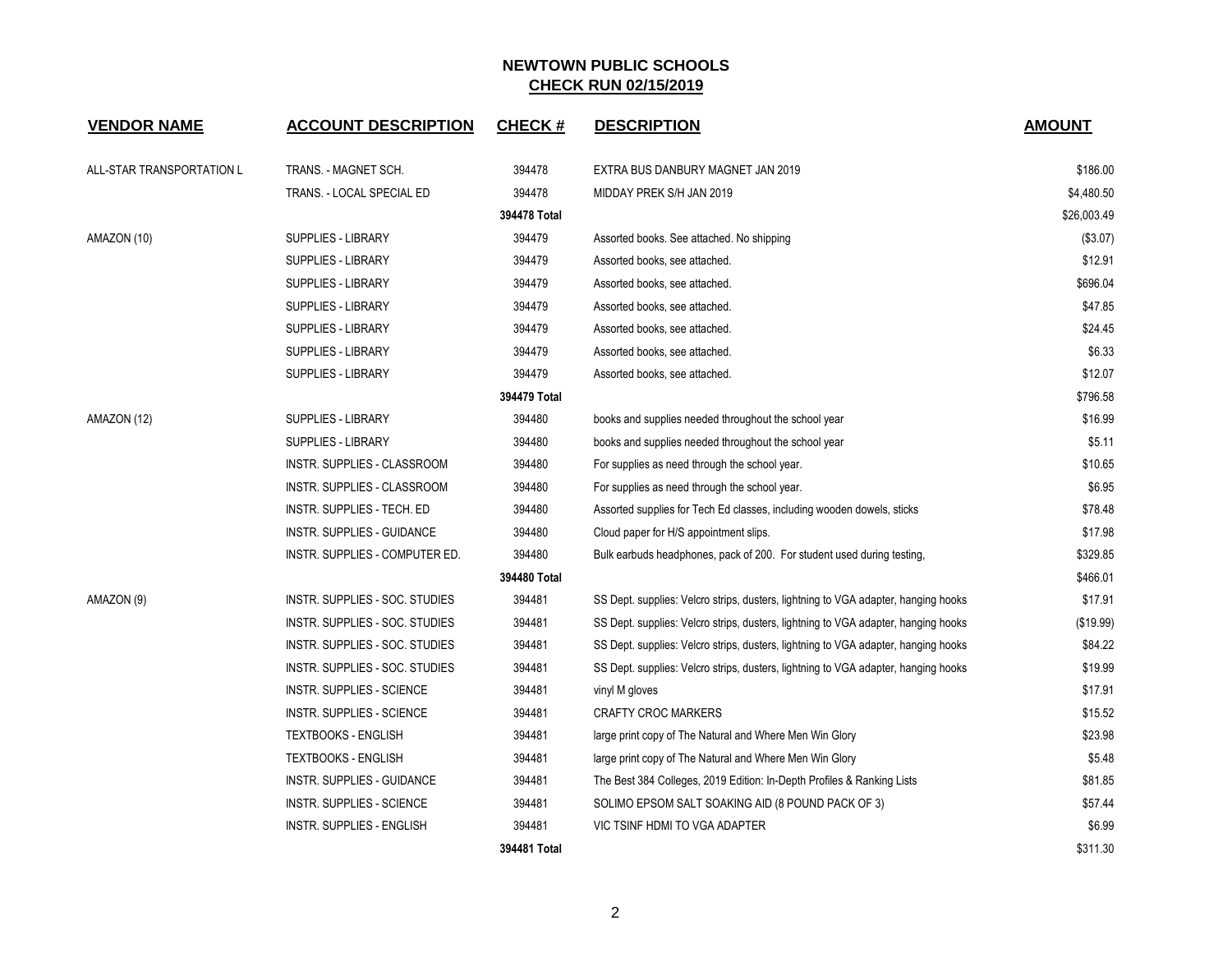## NEWTOWN PUBLIC SCHOOLS
## CHECK RUN 02/15/2019

| VENDOR NAME | ACCOUNT DESCRIPTION | CHECK # | DESCRIPTION | AMOUNT |
|---|---|---|---|---|
| ALL-STAR TRANSPORTATION L | TRANS. - MAGNET SCH. | 394478 | EXTRA BUS DANBURY MAGNET JAN 2019 | $186.00 |
| | TRANS. - LOCAL SPECIAL ED | 394478 | MIDDAY PREK S/H JAN 2019 | $4,480.50 |
| | | **394478 Total** | | $26,003.49 |
| AMAZON (10) | SUPPLIES - LIBRARY | 394479 | Assorted books. See attached. No shipping | ($3.07) |
| | SUPPLIES - LIBRARY | 394479 | Assorted books, see attached. | $12.91 |
| | SUPPLIES - LIBRARY | 394479 | Assorted books, see attached. | $696.04 |
| | SUPPLIES - LIBRARY | 394479 | Assorted books, see attached. | $47.85 |
| | SUPPLIES - LIBRARY | 394479 | Assorted books, see attached. | $24.45 |
| | SUPPLIES - LIBRARY | 394479 | Assorted books, see attached. | $6.33 |
| | SUPPLIES - LIBRARY | 394479 | Assorted books, see attached. | $12.07 |
| | | **394479 Total** | | $796.58 |
| AMAZON (12) | SUPPLIES - LIBRARY | 394480 | books and supplies needed throughout the school year | $16.99 |
| | SUPPLIES - LIBRARY | 394480 | books and supplies needed throughout the school year | $5.11 |
| | INSTR. SUPPLIES - CLASSROOM | 394480 | For supplies as need through the school year. | $10.65 |
| | INSTR. SUPPLIES - CLASSROOM | 394480 | For supplies as need through the school year. | $6.95 |
| | INSTR. SUPPLIES - TECH. ED | 394480 | Assorted supplies for Tech Ed classes, including wooden dowels, sticks | $78.48 |
| | INSTR. SUPPLIES - GUIDANCE | 394480 | Cloud paper for H/S appointment slips. | $17.98 |
| | INSTR. SUPPLIES - COMPUTER ED. | 394480 | Bulk earbuds headphones, pack of 200. For student used during testing, | $329.85 |
| | | **394480 Total** | | $466.01 |
| AMAZON (9) | INSTR. SUPPLIES - SOC. STUDIES | 394481 | SS Dept. supplies: Velcro strips, dusters, lightning to VGA adapter, hanging hooks | $17.91 |
| | INSTR. SUPPLIES - SOC. STUDIES | 394481 | SS Dept. supplies: Velcro strips, dusters, lightning to VGA adapter, hanging hooks | ($19.99) |
| | INSTR. SUPPLIES - SOC. STUDIES | 394481 | SS Dept. supplies: Velcro strips, dusters, lightning to VGA adapter, hanging hooks | $84.22 |
| | INSTR. SUPPLIES - SOC. STUDIES | 394481 | SS Dept. supplies: Velcro strips, dusters, lightning to VGA adapter, hanging hooks | $19.99 |
| | INSTR. SUPPLIES - SCIENCE | 394481 | vinyl M gloves | $17.91 |
| | INSTR. SUPPLIES - SCIENCE | 394481 | CRAFTY CROC MARKERS | $15.52 |
| | TEXTBOOKS - ENGLISH | 394481 | large print copy of The Natural and Where Men Win Glory | $23.98 |
| | TEXTBOOKS - ENGLISH | 394481 | large print copy of The Natural and Where Men Win Glory | $5.48 |
| | INSTR. SUPPLIES - GUIDANCE | 394481 | The Best 384 Colleges, 2019 Edition: In-Depth Profiles & Ranking Lists | $81.85 |
| | INSTR. SUPPLIES - SCIENCE | 394481 | SOLIMO EPSOM SALT SOAKING AID (8 POUND PACK OF 3) | $57.44 |
| | INSTR. SUPPLIES - ENGLISH | 394481 | VIC TSINF HDMI TO VGA ADAPTER | $6.99 |
| | | **394481 Total** | | $311.30 |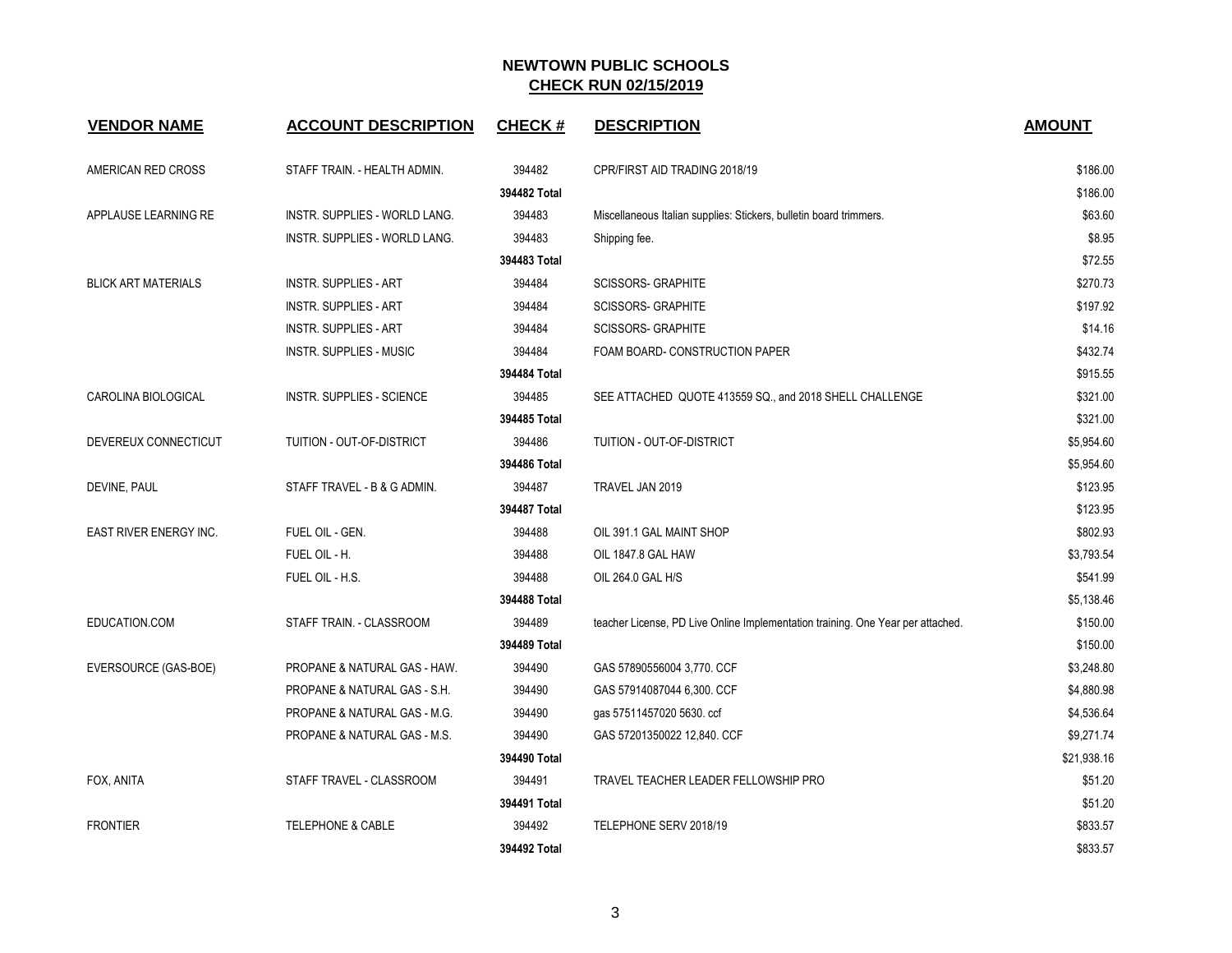# NEWTOWN PUBLIC SCHOOLS
## CHECK RUN 02/15/2019

| VENDOR NAME | ACCOUNT DESCRIPTION | CHECK # | DESCRIPTION | AMOUNT |
|---|---|---|---|---|
| AMERICAN RED CROSS | STAFF TRAIN. - HEALTH ADMIN. | 394482 | CPR/FIRST AID TRADING 2018/19 | $186.00 |
| | | 394482 Total | | $186.00 |
| APPLAUSE LEARNING RE | INSTR. SUPPLIES - WORLD LANG. | 394483 | Miscellaneous Italian supplies: Stickers, bulletin board trimmers. | $63.60 |
| | INSTR. SUPPLIES - WORLD LANG. | 394483 | Shipping fee. | $8.95 |
| | | 394483 Total | | $72.55 |
| BLICK ART MATERIALS | INSTR. SUPPLIES - ART | 394484 | SCISSORS- GRAPHITE | $270.73 |
| | INSTR. SUPPLIES - ART | 394484 | SCISSORS- GRAPHITE | $197.92 |
| | INSTR. SUPPLIES - ART | 394484 | SCISSORS- GRAPHITE | $14.16 |
| | INSTR. SUPPLIES - MUSIC | 394484 | FOAM BOARD- CONSTRUCTION PAPER | $432.74 |
| | | 394484 Total | | $915.55 |
| CAROLINA BIOLOGICAL | INSTR. SUPPLIES - SCIENCE | 394485 | SEE ATTACHED QUOTE 413559 SQ., and 2018 SHELL CHALLENGE | $321.00 |
| | | 394485 Total | | $321.00 |
| DEVEREUX CONNECTICUT | TUITION - OUT-OF-DISTRICT | 394486 | TUITION - OUT-OF-DISTRICT | $5,954.60 |
| | | 394486 Total | | $5,954.60 |
| DEVINE, PAUL | STAFF TRAVEL - B & G ADMIN. | 394487 | TRAVEL JAN 2019 | $123.95 |
| | | 394487 Total | | $123.95 |
| EAST RIVER ENERGY INC. | FUEL OIL - GEN. | 394488 | OIL 391.1 GAL MAINT SHOP | $802.93 |
| | FUEL OIL - H. | 394488 | OIL 1847.8 GAL HAW | $3,793.54 |
| | FUEL OIL - H.S. | 394488 | OIL 264.0 GAL H/S | $541.99 |
| | | 394488 Total | | $5,138.46 |
| EDUCATION.COM | STAFF TRAIN. - CLASSROOM | 394489 | teacher License, PD Live Online Implementation training. One Year per attached. | $150.00 |
| | | 394489 Total | | $150.00 |
| EVERSOURCE (GAS-BOE) | PROPANE & NATURAL GAS - HAW. | 394490 | GAS 57890556004 3,770. CCF | $3,248.80 |
| | PROPANE & NATURAL GAS - S.H. | 394490 | GAS 57914087044 6,300. CCF | $4,880.98 |
| | PROPANE & NATURAL GAS - M.G. | 394490 | gas 57511457020 5630. ccf | $4,536.64 |
| | PROPANE & NATURAL GAS - M.S. | 394490 | GAS 57201350022 12,840. CCF | $9,271.74 |
| | | 394490 Total | | $21,938.16 |
| FOX, ANITA | STAFF TRAVEL - CLASSROOM | 394491 | TRAVEL TEACHER LEADER FELLOWSHIP PRO | $51.20 |
| | | 394491 Total | | $51.20 |
| FRONTIER | TELEPHONE & CABLE | 394492 | TELEPHONE SERV 2018/19 | $833.57 |
| | | 394492 Total | | $833.57 |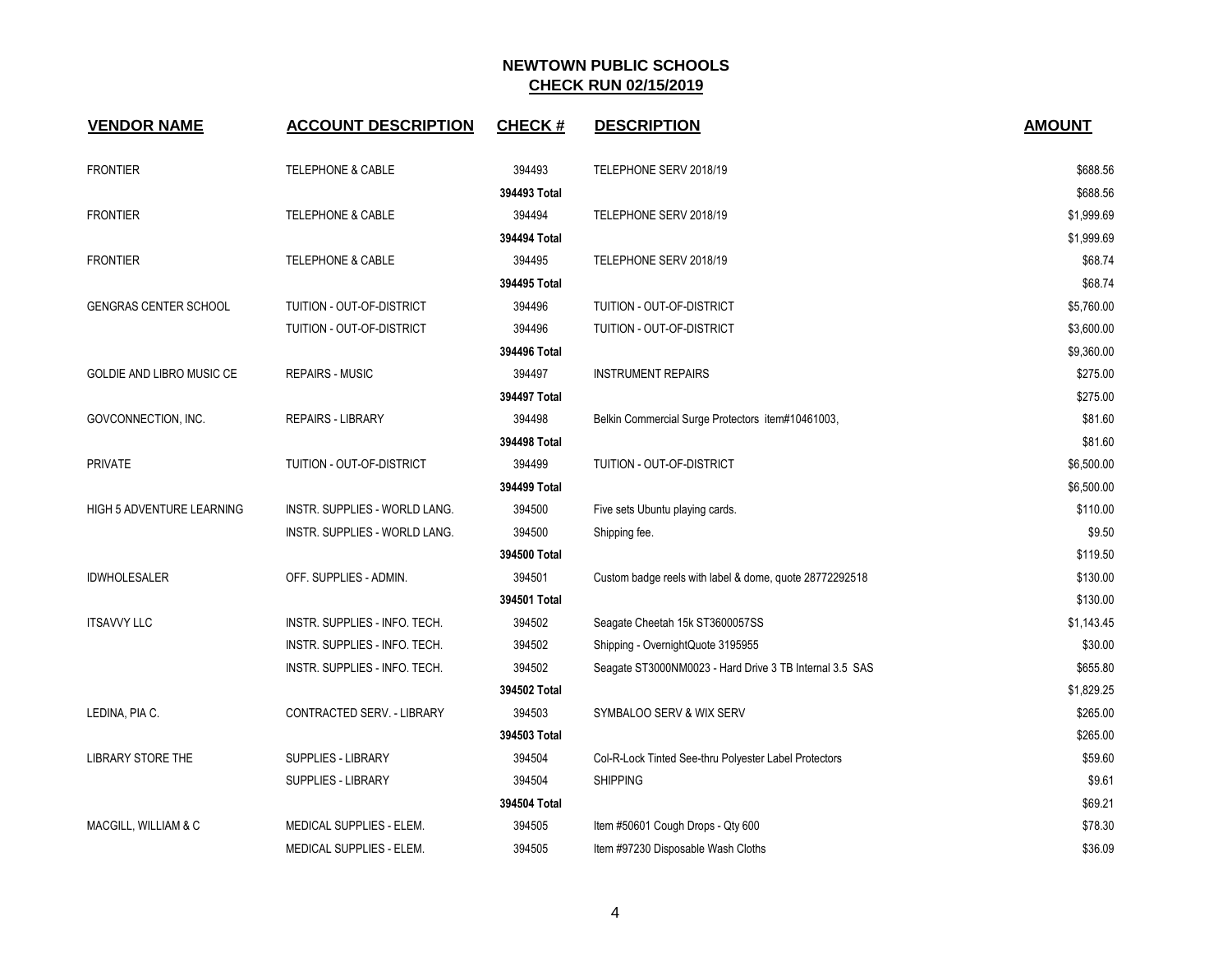**NEWTOWN PUBLIC SCHOOLS**
**CHECK RUN 02/15/2019**

| VENDOR NAME | ACCOUNT DESCRIPTION | CHECK # | DESCRIPTION | AMOUNT |
|---|---|---|---|---|
| FRONTIER | TELEPHONE & CABLE | 394493 | TELEPHONE SERV 2018/19 | $688.56 |
| | | **394493 Total** | | $688.56 |
| FRONTIER | TELEPHONE & CABLE | 394494 | TELEPHONE SERV 2018/19 | $1,999.69 |
| | | **394494 Total** | | $1,999.69 |
| FRONTIER | TELEPHONE & CABLE | 394495 | TELEPHONE SERV 2018/19 | $68.74 |
| | | **394495 Total** | | $68.74 |
| GENGRAS CENTER SCHOOL | TUITION - OUT-OF-DISTRICT | 394496 | TUITION - OUT-OF-DISTRICT | $5,760.00 |
| | TUITION - OUT-OF-DISTRICT | 394496 | TUITION - OUT-OF-DISTRICT | $3,600.00 |
| | | **394496 Total** | | $9,360.00 |
| GOLDIE AND LIBRO MUSIC CE | REPAIRS - MUSIC | 394497 | INSTRUMENT REPAIRS | $275.00 |
| | | **394497 Total** | | $275.00 |
| GOVCONNECTION, INC. | REPAIRS - LIBRARY | 394498 | Belkin Commercial Surge Protectors item#10461003, | $81.60 |
| | | **394498 Total** | | $81.60 |
| PRIVATE | TUITION - OUT-OF-DISTRICT | 394499 | TUITION - OUT-OF-DISTRICT | $6,500.00 |
| | | **394499 Total** | | $6,500.00 |
| HIGH 5 ADVENTURE LEARNING | INSTR. SUPPLIES - WORLD LANG. | 394500 | Five sets Ubuntu playing cards. | $110.00 |
| | INSTR. SUPPLIES - WORLD LANG. | 394500 | Shipping fee. | $9.50 |
| | | **394500 Total** | | $119.50 |
| IDWHOLESALER | OFF. SUPPLIES - ADMIN. | 394501 | Custom badge reels with label & dome, quote 28772292518 | $130.00 |
| | | **394501 Total** | | $130.00 |
| ITSAVVY LLC | INSTR. SUPPLIES - INFO. TECH. | 394502 | Seagate Cheetah 15k ST3600057SS | $1,143.45 |
| | INSTR. SUPPLIES - INFO. TECH. | 394502 | Shipping - OvernightQuote 3195955 | $30.00 |
| | INSTR. SUPPLIES - INFO. TECH. | 394502 | Seagate ST3000NM0023 - Hard Drive 3 TB Internal 3.5 SAS | $655.80 |
| | | **394502 Total** | | $1,829.25 |
| LEDINA, PIA C. | CONTRACTED SERV. - LIBRARY | 394503 | SYMBALOO SERV & WIX SERV | $265.00 |
| | | **394503 Total** | | $265.00 |
| LIBRARY STORE THE | SUPPLIES - LIBRARY | 394504 | Col-R-Lock Tinted See-thru Polyester Label Protectors | $59.60 |
| | SUPPLIES - LIBRARY | 394504 | SHIPPING | $9.61 |
| | | **394504 Total** | | $69.21 |
| MACGILL, WILLIAM & C | MEDICAL SUPPLIES - ELEM. | 394505 | Item #50601 Cough Drops - Qty 600 | $78.30 |
| | MEDICAL SUPPLIES - ELEM. | 394505 | Item #97230 Disposable Wash Cloths | $36.09 |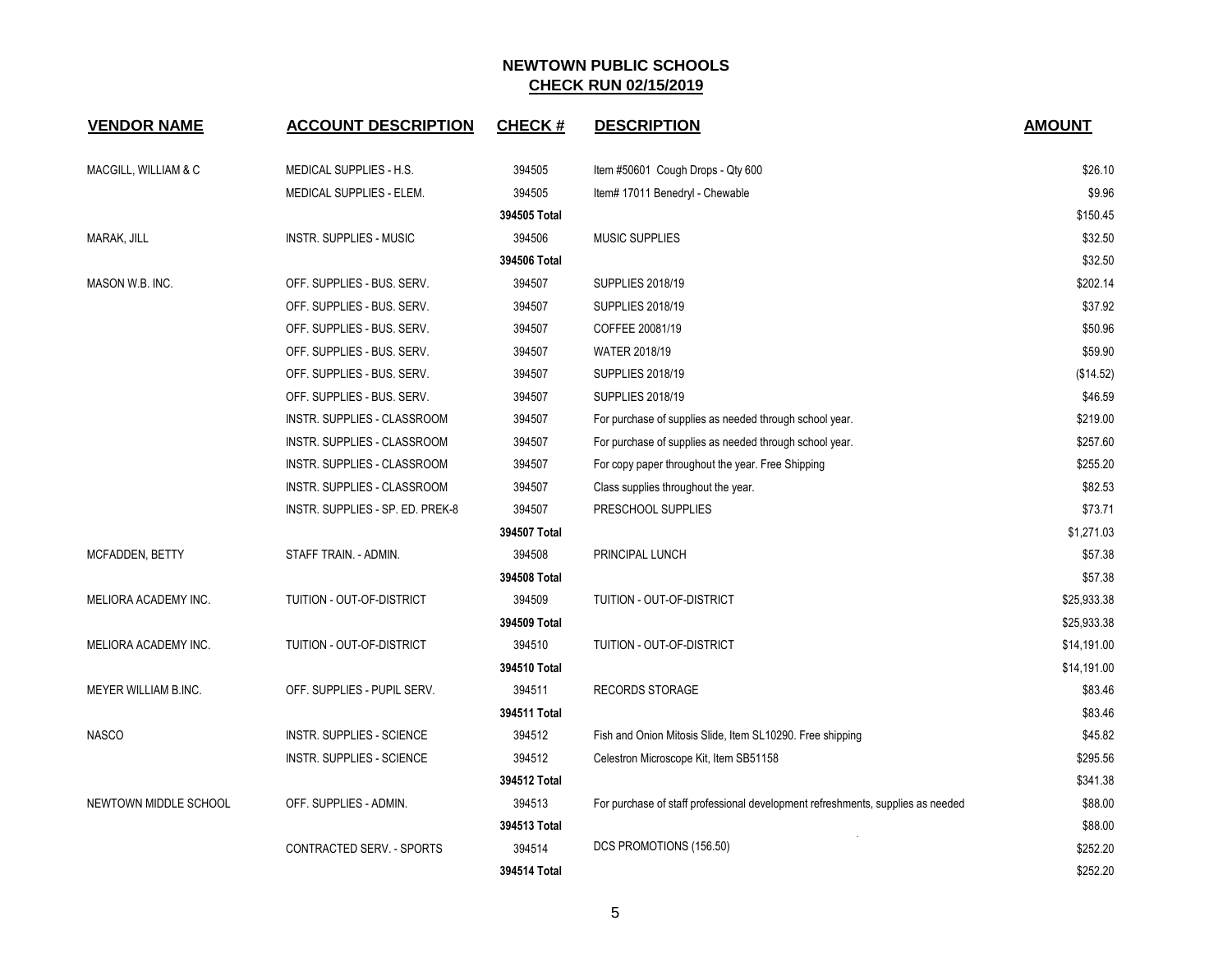# NEWTOWN PUBLIC SCHOOLS

## CHECK RUN 02/15/2019

| VENDOR NAME | ACCOUNT DESCRIPTION | CHECK # | DESCRIPTION | AMOUNT |
|---|---|---|---|---|
| MACGILL, WILLIAM & C | MEDICAL SUPPLIES - H.S. | 394505 | Item #50601 Cough Drops - Qty 600 | $26.10 |
| | MEDICAL SUPPLIES - ELEM. | 394505 | Item# 17011 Benedryl - Chewable | $9.96 |
| | | 394505 Total | | $150.45 |
| MARAK, JILL | INSTR. SUPPLIES - MUSIC | 394506 | MUSIC SUPPLIES | $32.50 |
| | | 394506 Total | | $32.50 |
| MASON W.B. INC. | OFF. SUPPLIES - BUS. SERV. | 394507 | SUPPLIES 2018/19 | $202.14 |
| | OFF. SUPPLIES - BUS. SERV. | 394507 | SUPPLIES 2018/19 | $37.92 |
| | OFF. SUPPLIES - BUS. SERV. | 394507 | COFFEE 20081/19 | $50.96 |
| | OFF. SUPPLIES - BUS. SERV. | 394507 | WATER 2018/19 | $59.90 |
| | OFF. SUPPLIES - BUS. SERV. | 394507 | SUPPLIES 2018/19 | ($14.52) |
| | OFF. SUPPLIES - BUS. SERV. | 394507 | SUPPLIES 2018/19 | $46.59 |
| | INSTR. SUPPLIES - CLASSROOM | 394507 | For purchase of supplies as needed through school year. | $219.00 |
| | INSTR. SUPPLIES - CLASSROOM | 394507 | For purchase of supplies as needed through school year. | $257.60 |
| | INSTR. SUPPLIES - CLASSROOM | 394507 | For copy paper throughout the year. Free Shipping | $255.20 |
| | INSTR. SUPPLIES - CLASSROOM | 394507 | Class supplies throughout the year. | $82.53 |
| | INSTR. SUPPLIES - SP. ED. PREK-8 | 394507 | PRESCHOOL SUPPLIES | $73.71 |
| | | 394507 Total | | $1,271.03 |
| MCFADDEN, BETTY | STAFF TRAIN. - ADMIN. | 394508 | PRINCIPAL LUNCH | $57.38 |
| | | 394508 Total | | $57.38 |
| MELIORA ACADEMY INC. | TUITION - OUT-OF-DISTRICT | 394509 | TUITION - OUT-OF-DISTRICT | $25,933.38 |
| | | 394509 Total | | $25,933.38 |
| MELIORA ACADEMY INC. | TUITION - OUT-OF-DISTRICT | 394510 | TUITION - OUT-OF-DISTRICT | $14,191.00 |
| | | 394510 Total | | $14,191.00 |
| MEYER WILLIAM B.INC. | OFF. SUPPLIES - PUPIL SERV. | 394511 | RECORDS STORAGE | $83.46 |
| | | 394511 Total | | $83.46 |
| NASCO | INSTR. SUPPLIES - SCIENCE | 394512 | Fish and Onion Mitosis Slide, Item SL10290. Free shipping | $45.82 |
| | INSTR. SUPPLIES - SCIENCE | 394512 | Celestron Microscope Kit, Item SB51158 | $295.56 |
| | | 394512 Total | | $341.38 |
| NEWTOWN MIDDLE SCHOOL | OFF. SUPPLIES - ADMIN. | 394513 | For purchase of staff professional development refreshments, supplies as needed | $88.00 |
| | | 394513 Total | | $88.00 |
| | CONTRACTED SERV. - SPORTS | 394514 | DCS PROMOTIONS (156.50) | $252.20 |
| | | 394514 Total | | $252.20 |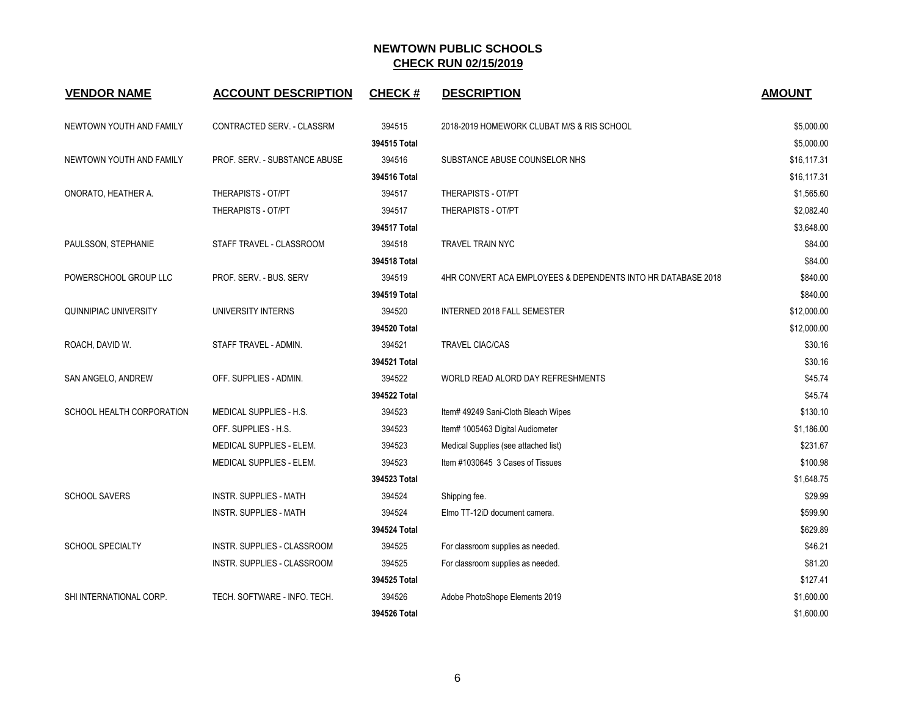## NEWTOWN PUBLIC SCHOOLS
## CHECK RUN 02/15/2019

| VENDOR NAME | ACCOUNT DESCRIPTION | CHECK # | DESCRIPTION | AMOUNT |
|---|---|---|---|---|
| NEWTOWN YOUTH AND FAMILY | CONTRACTED SERV. - CLASSRM | 394515 | 2018-2019 HOMEWORK CLUBAT M/S & RIS SCHOOL | $5,000.00 |
| | | **394515 Total** | | $5,000.00 |
| NEWTOWN YOUTH AND FAMILY | PROF. SERV. - SUBSTANCE ABUSE | 394516 | SUBSTANCE ABUSE COUNSELOR NHS | $16,117.31 |
| | | **394516 Total** | | $16,117.31 |
| ONORATO, HEATHER A. | THERAPISTS - OT/PT | 394517 | THERAPISTS - OT/PT | $1,565.60 |
| | THERAPISTS - OT/PT | 394517 | THERAPISTS - OT/PT | $2,082.40 |
| | | **394517 Total** | | $3,648.00 |
| PAULSSON, STEPHANIE | STAFF TRAVEL - CLASSROOM | 394518 | TRAVEL TRAIN NYC | $84.00 |
| | | **394518 Total** | | $84.00 |
| POWERSCHOOL GROUP LLC | PROF. SERV. - BUS. SERV | 394519 | 4HR CONVERT ACA EMPLOYEES & DEPENDENTS INTO HR DATABASE 2018 | $840.00 |
| | | **394519 Total** | | $840.00 |
| QUINNIPIAC UNIVERSITY | UNIVERSITY INTERNS | 394520 | INTERNED 2018 FALL SEMESTER | $12,000.00 |
| | | **394520 Total** | | $12,000.00 |
| ROACH, DAVID W. | STAFF TRAVEL - ADMIN. | 394521 | TRAVEL CIAC/CAS | $30.16 |
| | | **394521 Total** | | $30.16 |
| SAN ANGELO, ANDREW | OFF. SUPPLIES - ADMIN. | 394522 | WORLD READ ALORD DAY REFRESHMENTS | $45.74 |
| | | **394522 Total** | | $45.74 |
| SCHOOL HEALTH CORPORATION | MEDICAL SUPPLIES - H.S. | 394523 | Item# 49249 Sani-Cloth Bleach Wipes | $130.10 |
| | OFF. SUPPLIES - H.S. | 394523 | Item# 1005463 Digital Audiometer | $1,186.00 |
| | MEDICAL SUPPLIES - ELEM. | 394523 | Medical Supplies (see attached list) | $231.67 |
| | MEDICAL SUPPLIES - ELEM. | 394523 | Item #1030645 3 Cases of Tissues | $100.98 |
| | | **394523 Total** | | $1,648.75 |
| SCHOOL SAVERS | INSTR. SUPPLIES - MATH | 394524 | Shipping fee. | $29.99 |
| | INSTR. SUPPLIES - MATH | 394524 | Elmo TT-12iD document camera. | $599.90 |
| | | **394524 Total** | | $629.89 |
| SCHOOL SPECIALTY | INSTR. SUPPLIES - CLASSROOM | 394525 | For classroom supplies as needed. | $46.21 |
| | INSTR. SUPPLIES - CLASSROOM | 394525 | For classroom supplies as needed. | $81.20 |
| | | **394525 Total** | | $127.41 |
| SHI INTERNATIONAL CORP. | TECH. SOFTWARE - INFO. TECH. | 394526 | Adobe PhotoShope Elements 2019 | $1,600.00 |
| | | **394526 Total** | | $1,600.00 |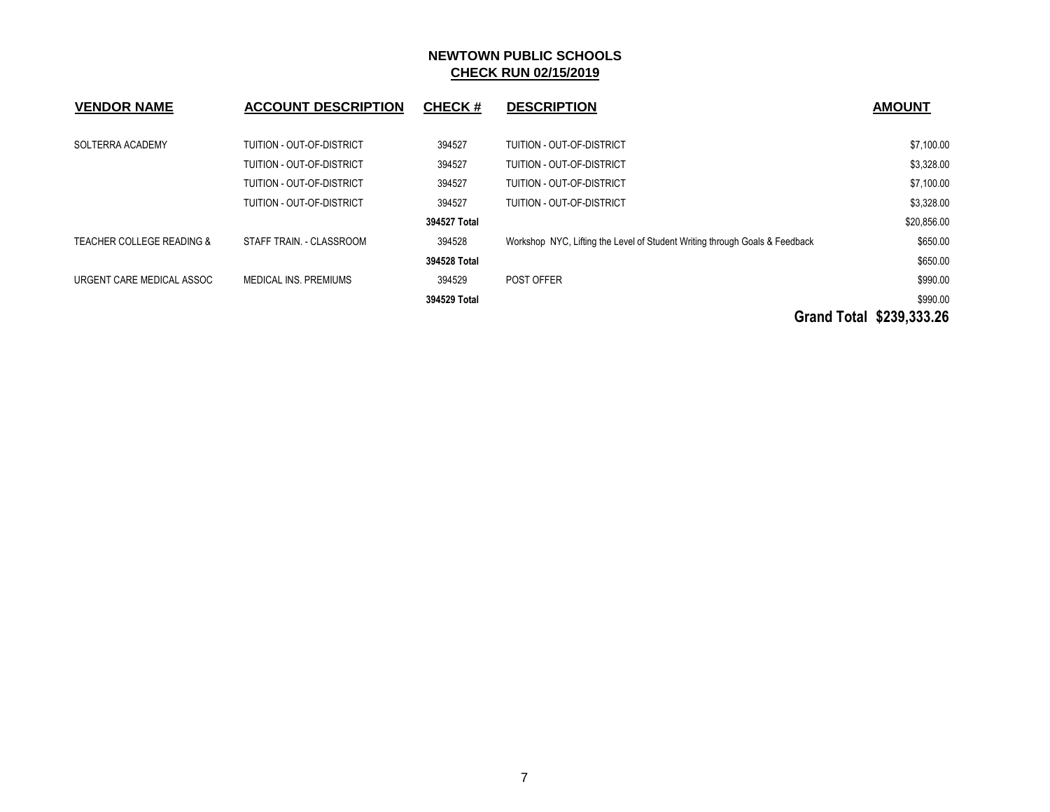# NEWTOWN PUBLIC SCHOOLS

## CHECK RUN 02/15/2019

| VENDOR NAME | ACCOUNT DESCRIPTION | CHECK # | DESCRIPTION | AMOUNT |
|---|---|---|---|---|
| SOLTERRA ACADEMY | TUITION - OUT-OF-DISTRICT | 394527 | TUITION - OUT-OF-DISTRICT | $7,100.00 |
| | TUITION - OUT-OF-DISTRICT | 394527 | TUITION - OUT-OF-DISTRICT | $3,328.00 |
| | TUITION - OUT-OF-DISTRICT | 394527 | TUITION - OUT-OF-DISTRICT | $7,100.00 |
| | TUITION - OUT-OF-DISTRICT | 394527 | TUITION - OUT-OF-DISTRICT | $3,328.00 |
| | | **394527 Total** | | $20,856.00 |
| TEACHER COLLEGE READING & | STAFF TRAIN. - CLASSROOM | 394528 | Workshop NYC, Lifting the Level of Student Writing through Goals & Feedback | $650.00 |
| | | **394528 Total** | | $650.00 |
| URGENT CARE MEDICAL ASSOC | MEDICAL INS. PREMIUMS | 394529 | POST OFFER | $990.00 |
| | | **394529 Total** | | $990.00 |
| | | | **Grand Total** | **$239,333.26** |